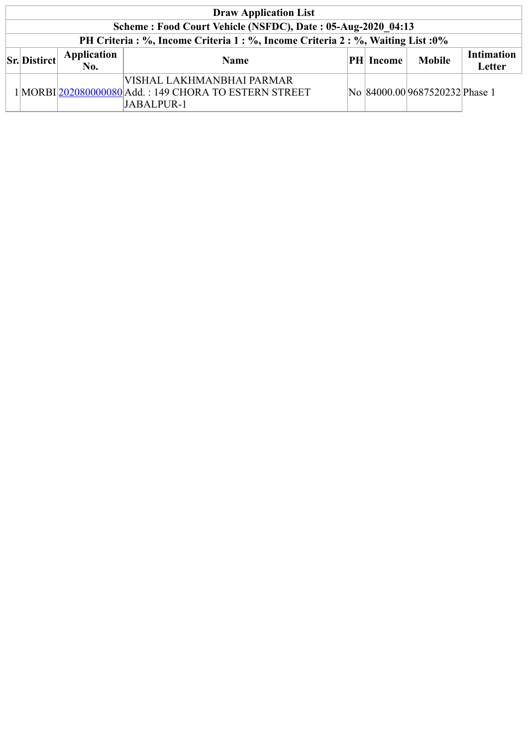| Draw Application List | | | | | | | |
|---|---|---|---|---|---|---|---|
| Scheme : Food Court Vehicle (NSFDC), Date : 05-Aug-2020_04:13 | | | | | | | |
| PH Criteria : %, Income Criteria 1 : %, Income Criteria 2 : %, Waiting List :0% | | | | | | | |
| **Sr.** | **Distirct** | **Application No.** | **Name** | **PH** | **Income** | **Mobile** | **Intimation Letter** |
| 1 | MORBI | 202080000080 | VISHAL LAKHMANBHAI PARMAR Add. : 149 CHORA TO ESTERN STREET JABALPUR-1 | No | 84000.00 | 9687520232 | Phase 1 |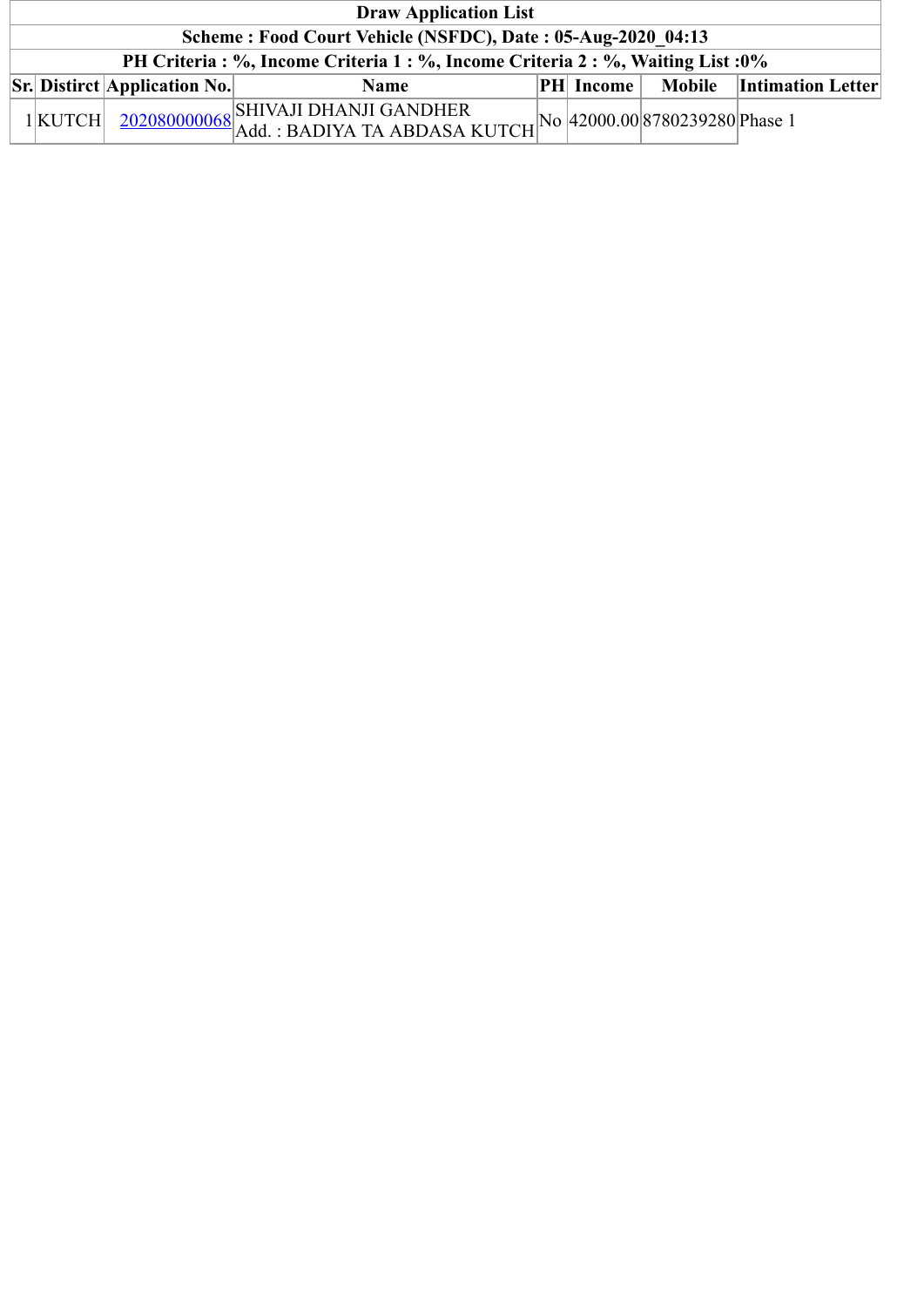# Draw Application List

**Scheme : Food Court Vehicle (NSFDC), Date : 05-Aug-2020_04:13**

**PH Criteria : %, Income Criteria 1 : %, Income Criteria 2 : %, Waiting List :0%**

| Sr. | Distirct | Application No. | Name | PH | Income | Mobile | Intimation Letter |
|---|---|---|---|---|---|---|---|
| 1 | KUTCH | 202080000068 | SHIVAJI DHANJI GANDHER<br>Add. : BADIYA TA ABDASA KUTCH | No | 42000.00 | 8780239280 | Phase 1 |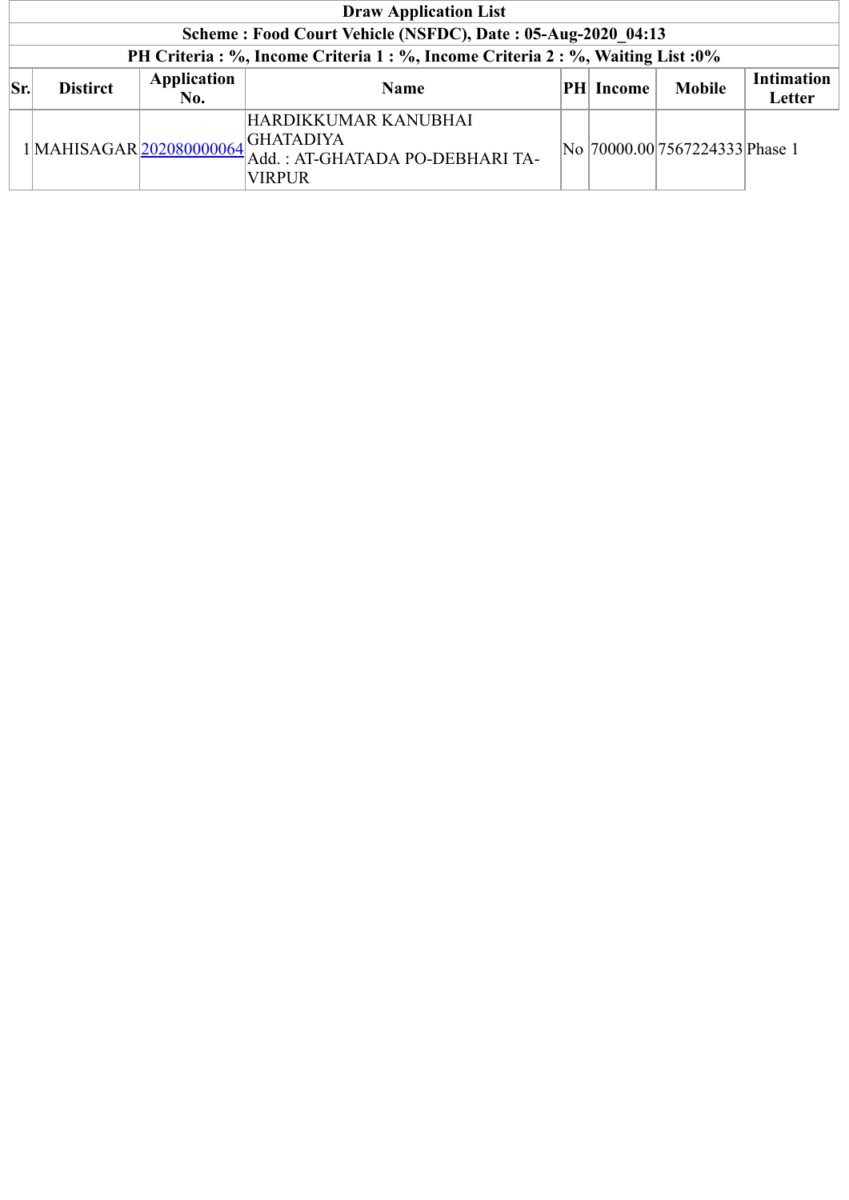**Draw Application List**

**Scheme : Food Court Vehicle (NSFDC), Date : 05-Aug-2020_04:13**

**PH Criteria : %, Income Criteria 1 : %, Income Criteria 2 : %, Waiting List :0%**

| Sr. | Distirct | Application No. | Name | PH | Income | Mobile | Intimation Letter |
|---|---|---|---|---|---|---|---|
| 1 | MAHISAGAR | 202080000064 | HARDIKKUMAR KANUBHAI GHATADIYA<br>Add. : AT-GHATADA PO-DEBHARI TA-VIRPUR | No | 70000.00 | 7567224333 | Phase 1 |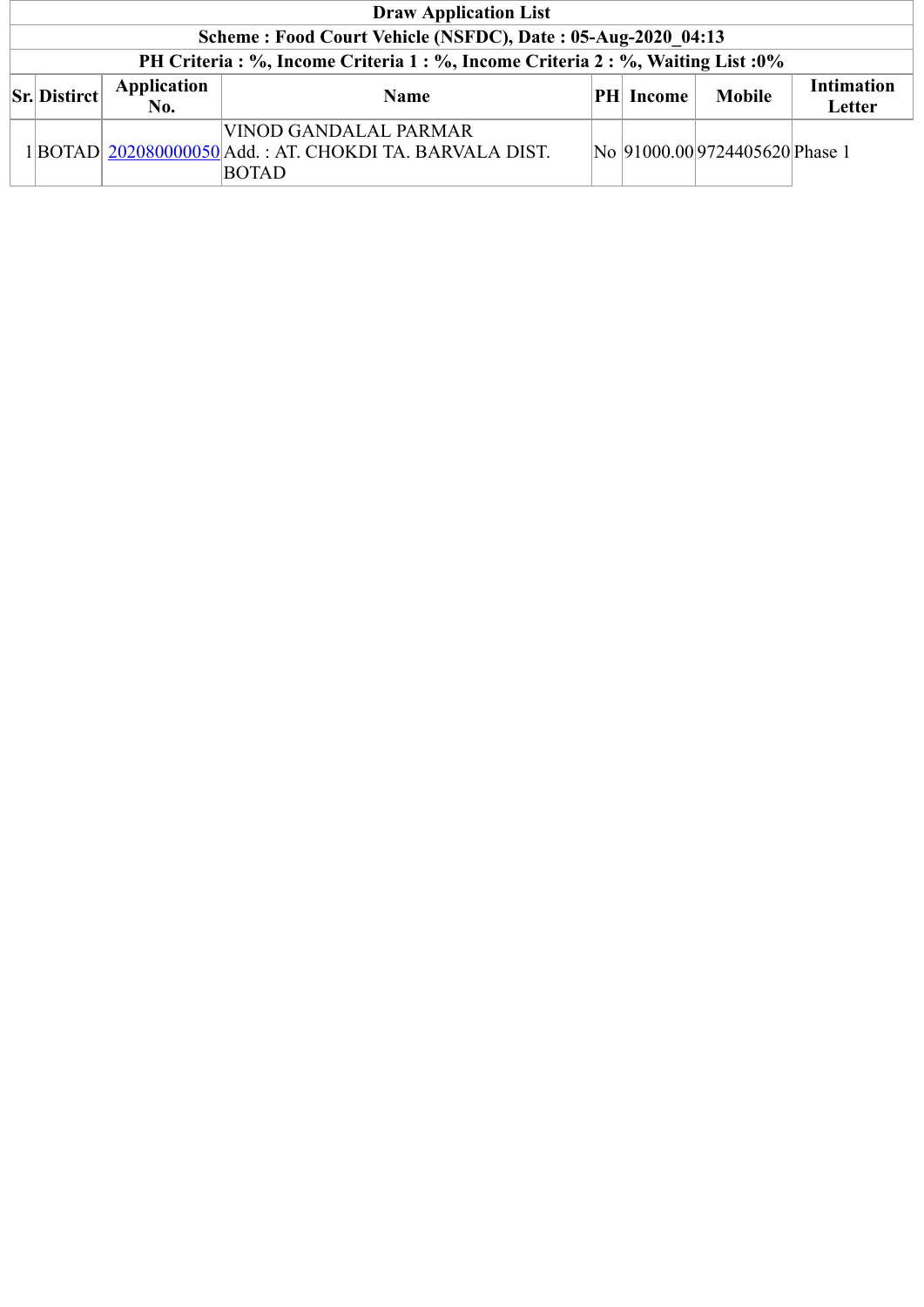| Draw Application List | | | | | | | |
|---|---|---|---|---|---|---|---|
| Scheme : Food Court Vehicle (NSFDC), Date : 05-Aug-2020_04:13 | | | | | | | |
| PH Criteria : %, Income Criteria 1 : %, Income Criteria 2 : %, Waiting List :0% | | | | | | | |
| **Sr.** | **Distirct** | **Application No.** | **Name** | **PH** | **Income** | **Mobile** | **Intimation Letter** |
| 1 | BOTAD | 202080000050 | VINOD GANDALAL PARMAR<br>Add. : AT. CHOKDI TA. BARVALA DIST. BOTAD | No | 91000.00 | 9724405620 | Phase 1 |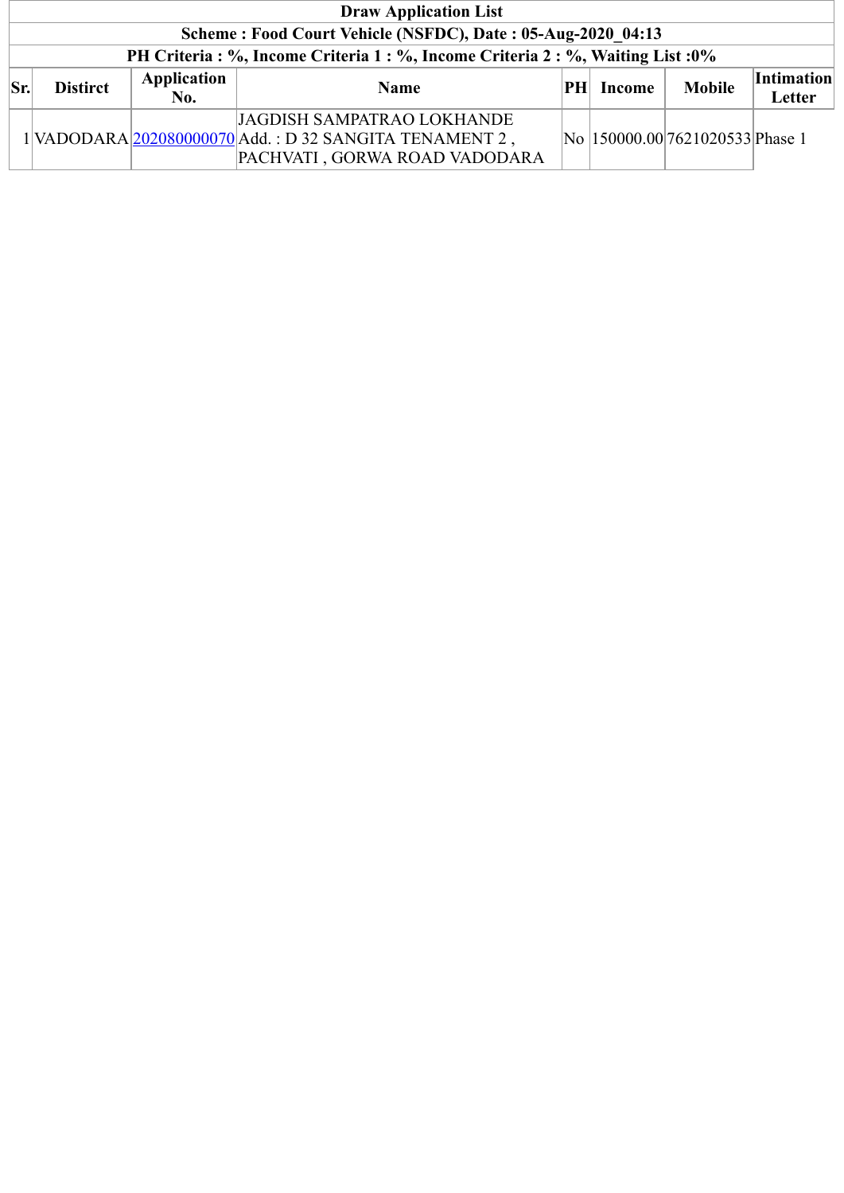| Draw Application List | | | | | | | |
|---|---|---|---|---|---|---|---|
| **Scheme : Food Court Vehicle (NSFDC), Date : 05-Aug-2020_04:13** | | | | | | | |
| **PH Criteria : %, Income Criteria 1 : %, Income Criteria 2 : %, Waiting List :0%** | | | | | | | |
| **Sr.** | **Distirct** | **Application No.** | **Name** | **PH** | **Income** | **Mobile** | **Intimation Letter** |
| 1 | VADODARA | 202080000070 | JAGDISH SAMPATRAO LOKHANDE Add. : D 32 SANGITA TENAMENT 2 , PACHVATI , GORWA ROAD VADODARA | No | 150000.00 | 7621020533 | Phase 1 |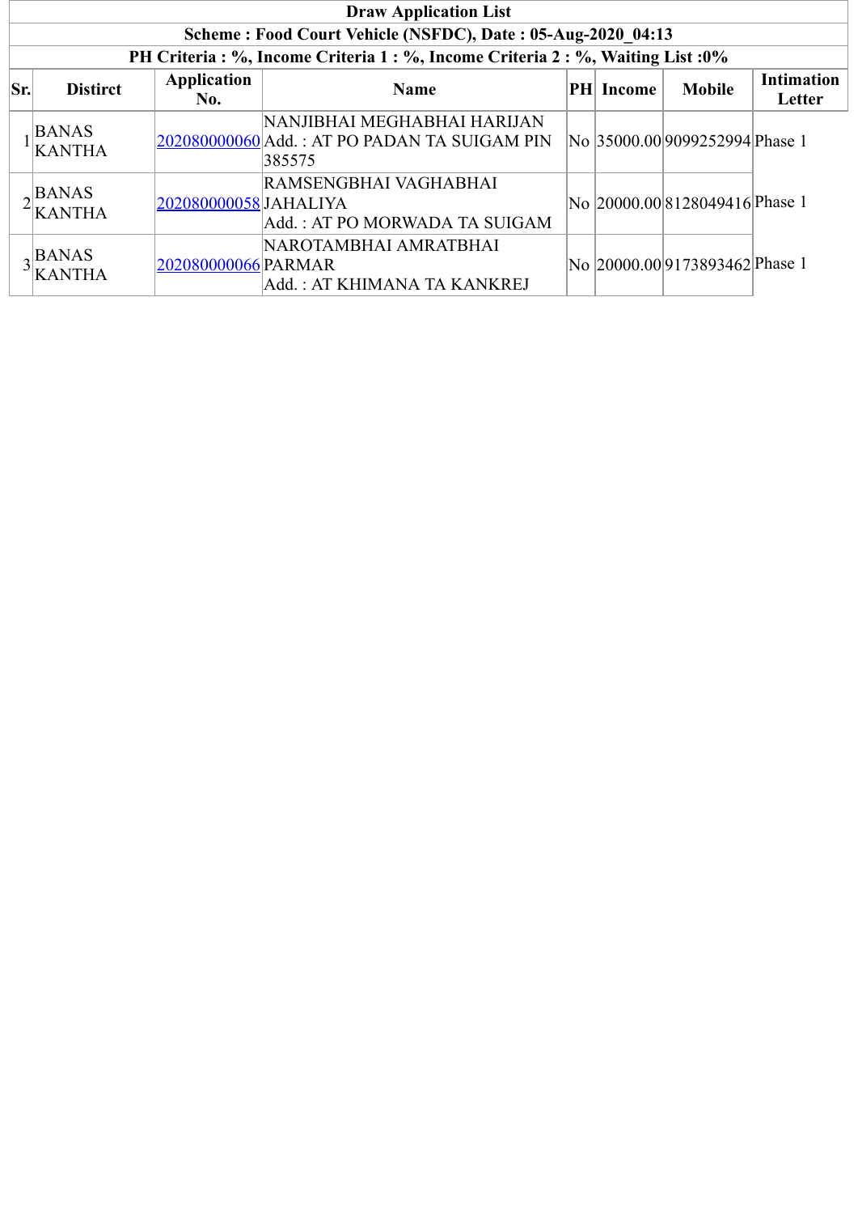| Draw Application List | | | | | | | |
|---|---|---|---|---|---|---|---|
| Scheme : Food Court Vehicle (NSFDC), Date : 05-Aug-2020_04:13 | | | | | | | |
| PH Criteria : %, Income Criteria 1 : %, Income Criteria 2 : %, Waiting List :0% | | | | | | | |
| **Sr.** | **Distirct** | **Application No.** | **Name** | **PH** | **Income** | **Mobile** | **Intimation Letter** |
| 1 | BANAS KANTHA | 202080000060 | NANJIBHAI MEGHABHAI HARIJAN Add. : AT PO PADAN TA SUIGAM PIN 385575 | No | 35000.00 | 9099252994 | Phase 1 |
| 2 | BANAS KANTHA | 202080000058 | RAMSENGBHAI VAGHABHAI JAHALIYA Add. : AT PO MORWADA TA SUIGAM | No | 20000.00 | 8128049416 | Phase 1 |
| 3 | BANAS KANTHA | 202080000066 | NAROTAMBHAI AMRATBHAI PARMAR Add. : AT KHIMANA TA KANKREJ | No | 20000.00 | 9173893462 | Phase 1 |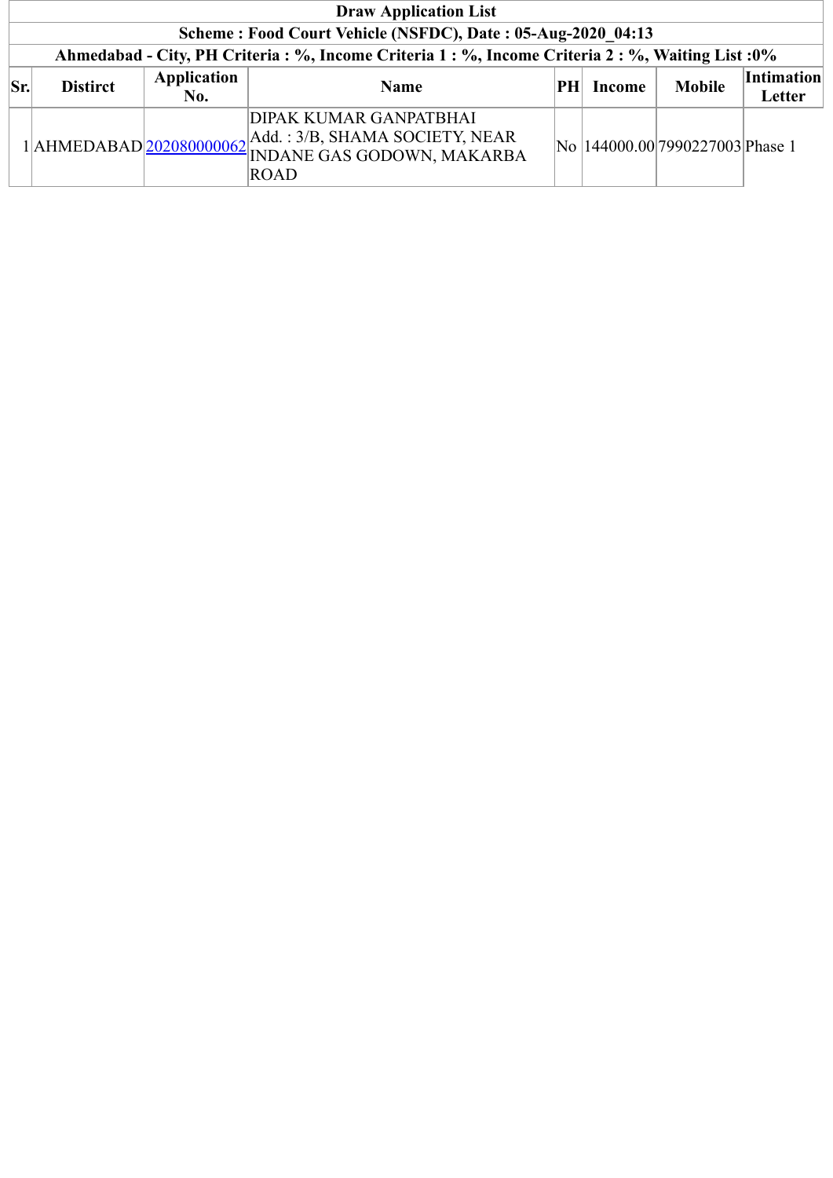| Draw Application List | | | | | | | |
|---|---|---|---|---|---|---|---|
| Scheme : Food Court Vehicle (NSFDC), Date : 05-Aug-2020_04:13 | | | | | | | |
| Ahmedabad - City, PH Criteria : %, Income Criteria 1 : %, Income Criteria 2 : %, Waiting List :0% | | | | | | | |
| **Sr.** | **Distirct** | **Application No.** | **Name** | **PH** | **Income** | **Mobile** | **Intimation Letter** |
| 1 | AHMEDABAD | 202080000062 | DIPAK KUMAR GANPATBHAI Add. : 3/B, SHAMA SOCIETY, NEAR INDANE GAS GODOWN, MAKARBA ROAD | No | 144000.00 | 7990227003 | Phase 1 |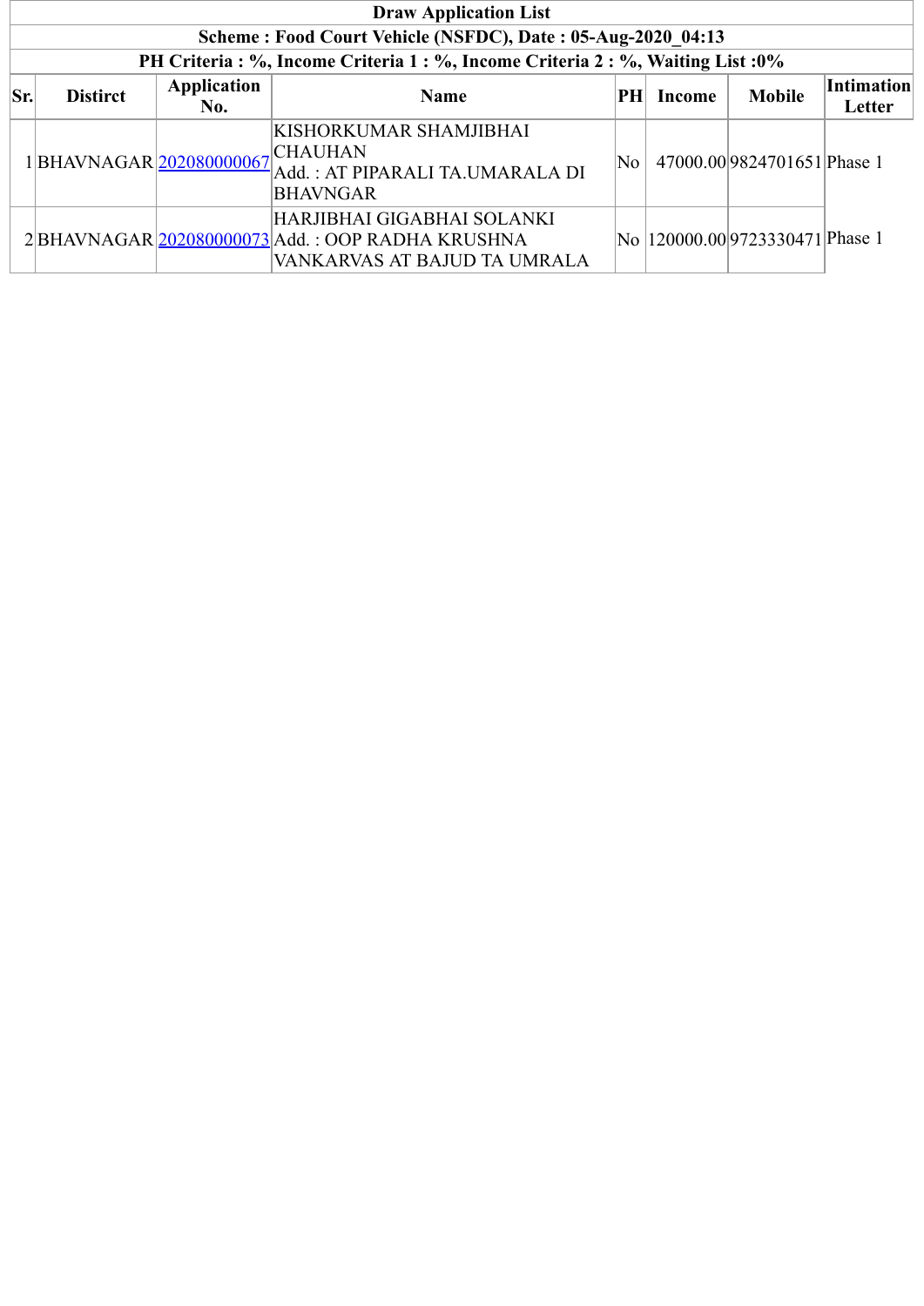| Draw Application List | | | | | | | |
|---|---|---|---|---|---|---|---|
| Scheme : Food Court Vehicle (NSFDC), Date : 05-Aug-2020_04:13 | | | | | | | |
| PH Criteria : %, Income Criteria 1 : %, Income Criteria 2 : %, Waiting List :0% | | | | | | | |
| **Sr.** | **Distirct** | **Application No.** | **Name** | **PH** | **Income** | **Mobile** | **Intimation Letter** |
| 1 | BHAVNAGAR | 202080000067 | KISHORKUMAR SHAMJIBHAI CHAUHAN Add. : AT PIPARALI TA.UMARALA DI BHAVNGAR | No | 47000.00 | 9824701651 | Phase 1 |
| 2 | BHAVNAGAR | 202080000073 | HARJIBHAI GIGABHAI SOLANKI Add. : OOP RADHA KRUSHNA VANKARVAS AT BAJUD TA UMRALA | No | 120000.00 | 9723330471 | Phase 1 |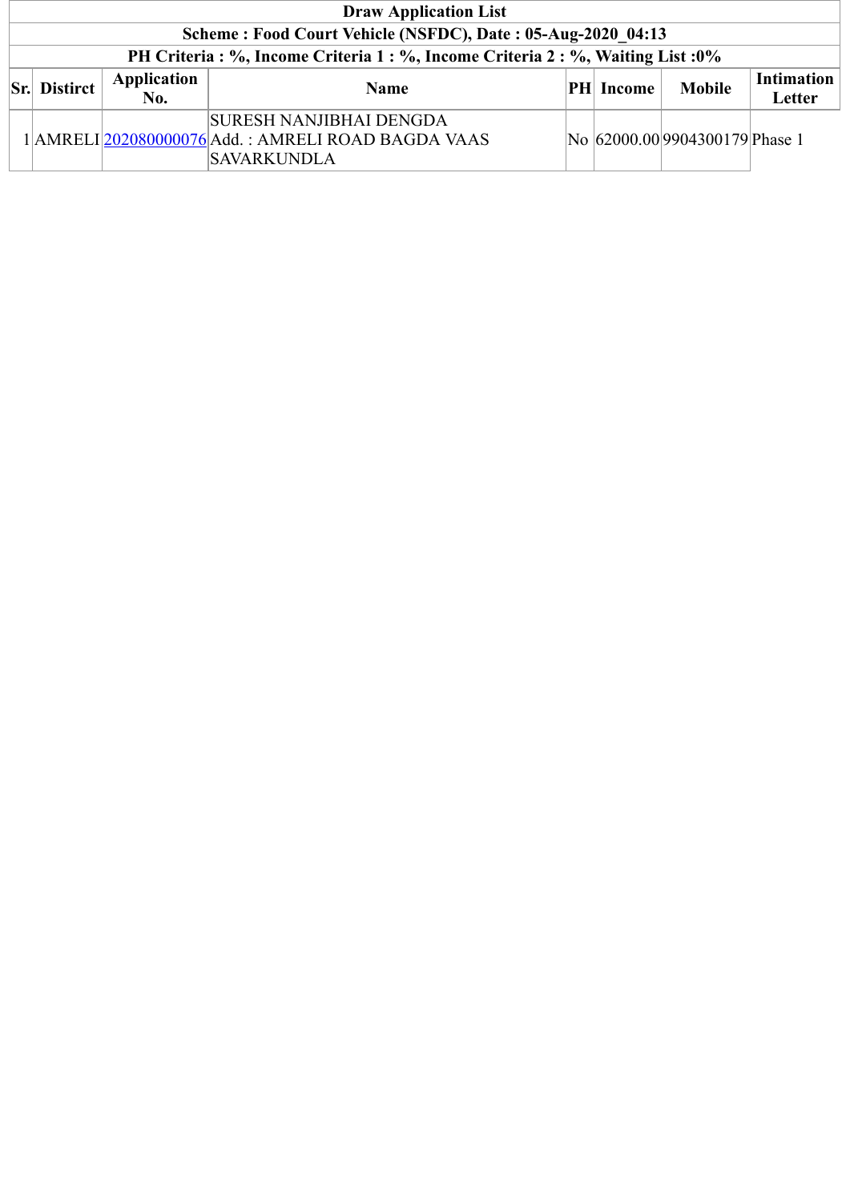| Draw Application List | | | | | | | |
|---|---|---|---|---|---|---|---|
| Scheme : Food Court Vehicle (NSFDC), Date : 05-Aug-2020_04:13 | | | | | | | |
| PH Criteria : %, Income Criteria 1 : %, Income Criteria 2 : %, Waiting List :0% | | | | | | | |
| **Sr.** | **Distirct** | **Application No.** | **Name** | **PH** | **Income** | **Mobile** | **Intimation Letter** |
| 1 | AMRELI | 202080000076 | SURESH NANJIBHAI DENGDA<br>Add. : AMRELI ROAD BAGDA VAAS SAVARKUNDLA | No | 62000.00 | 9904300179 | Phase 1 |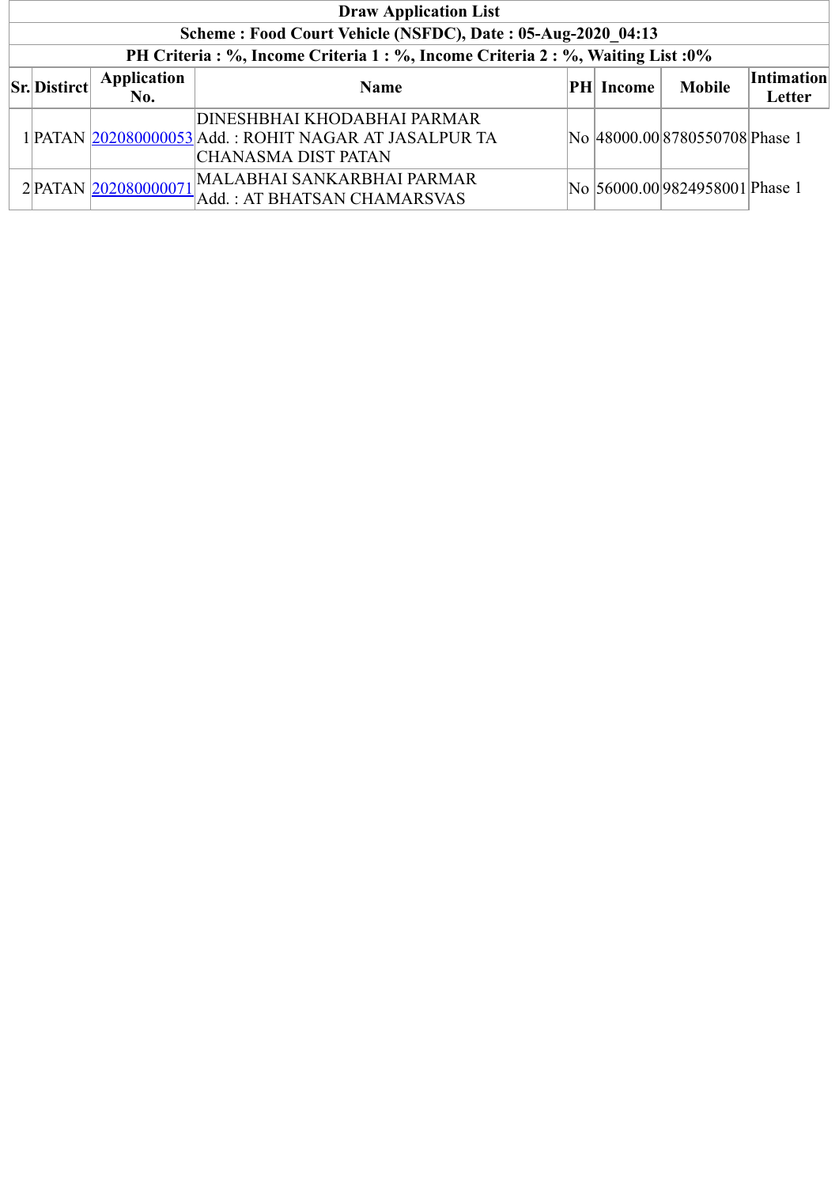| Draw Application List | | | | | | | |
|---|---|---|---|---|---|---|---|
| **Scheme : Food Court Vehicle (NSFDC), Date : 05-Aug-2020_04:13** | | | | | | | |
| **PH Criteria : %, Income Criteria 1 : %, Income Criteria 2 : %, Waiting List :0%** | | | | | | | |
| **Sr.** | **Distirct** | **Application No.** | **Name** | **PH** | **Income** | **Mobile** | **Intimation Letter** |
| 1 | PATAN | 202080000053 | DINESHBHAI KHODABHAI PARMAR Add. : ROHIT NAGAR AT JASALPUR TA CHANASMA DIST PATAN | No | 48000.00 | 8780550708 | Phase 1 |
| 2 | PATAN | 202080000071 | MALABHAI SANKARBHAI PARMAR Add. : AT BHATSAN CHAMARSVAS | No | 56000.00 | 9824958001 | Phase 1 |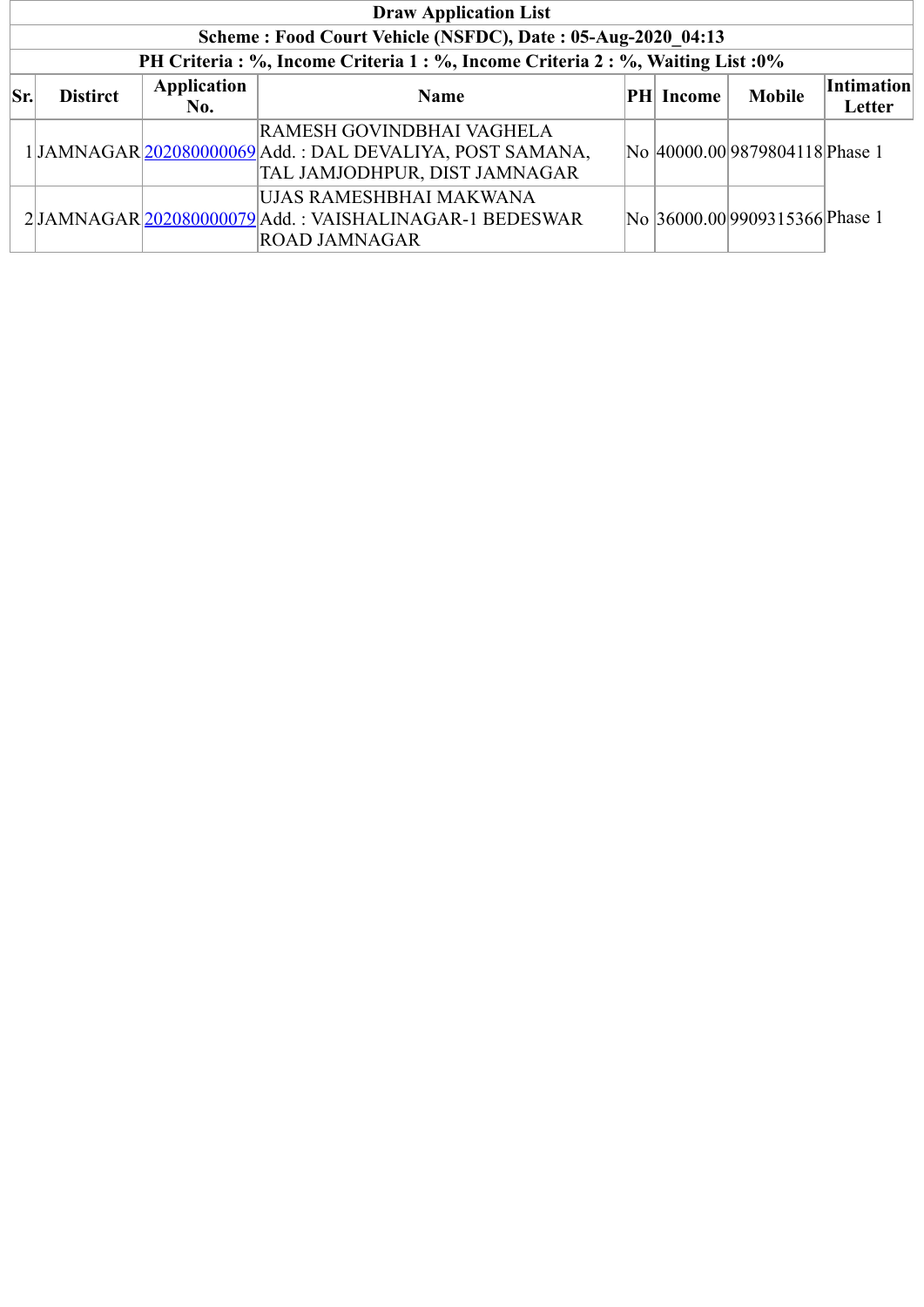| Draw Application List | | | | | | | |
|---|---|---|---|---|---|---|---|
| **Scheme : Food Court Vehicle (NSFDC), Date : 05-Aug-2020_04:13** | | | | | | | |
| **PH Criteria : %, Income Criteria 1 : %, Income Criteria 2 : %, Waiting List :0%** | | | | | | | |
| **Sr.** | **Distirct** | **Application No.** | **Name** | **PH** | **Income** | **Mobile** | **Intimation Letter** |
| 1 | JAMNAGAR | 202080000069 | RAMESH GOVINDBHAI VAGHELA Add. : DAL DEVALIYA, POST SAMANA, TAL JAMJODHPUR, DIST JAMNAGAR | No | 40000.00 | 9879804118 | Phase 1 |
| 2 | JAMNAGAR | 202080000079 | UJAS RAMESHBHAI MAKWANA Add. : VAISHALINAGAR-1 BEDESWAR ROAD JAMNAGAR | No | 36000.00 | 9909315366 | Phase 1 |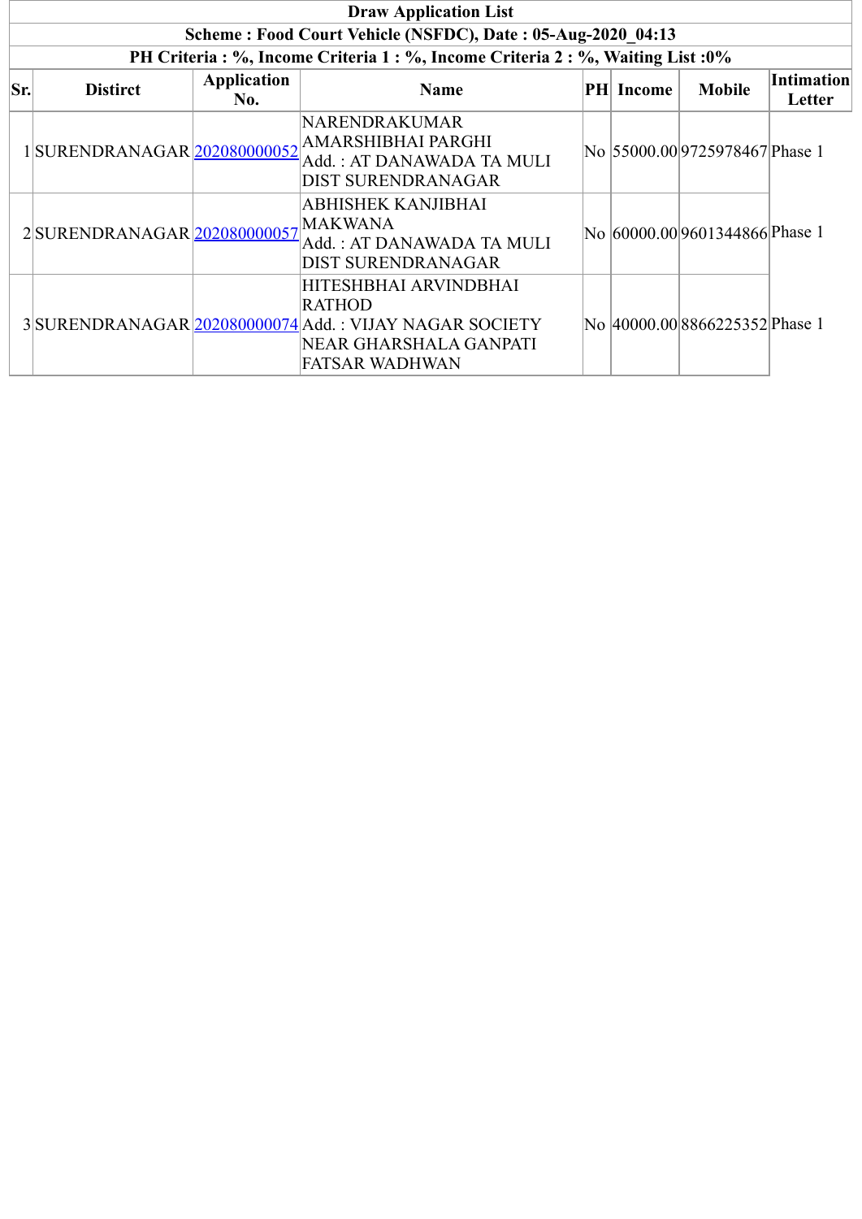| Draw Application List | | | | | | | |
|---|---|---|---|---|---|---|---|
| Scheme : Food Court Vehicle (NSFDC), Date : 05-Aug-2020_04:13 | | | | | | | |
| PH Criteria : %, Income Criteria 1 : %, Income Criteria 2 : %, Waiting List :0% | | | | | | | |
| **Sr.** | **Distirct** | **Application No.** | **Name** | **PH** | **Income** | **Mobile** | **Intimation Letter** |
| 1 | SURENDRANAGAR | 202080000052 | NARENDRAKUMAR AMARSHIBHAI PARGHI Add. : AT DANAWADA TA MULI DIST SURENDRANAGAR | No | 55000.00 | 9725978467 | Phase 1 |
| 2 | SURENDRANAGAR | 202080000057 | ABHISHEK KANJIBHAI MAKWANA Add. : AT DANAWADA TA MULI DIST SURENDRANAGAR | No | 60000.00 | 9601344866 | Phase 1 |
| 3 | SURENDRANAGAR | 202080000074 | HITESHBHAI ARVINDBHAI RATHOD Add. : VIJAY NAGAR SOCIETY NEAR GHARSHALA GANPATI FATSAR WADHWAN | No | 40000.00 | 8866225352 | Phase 1 |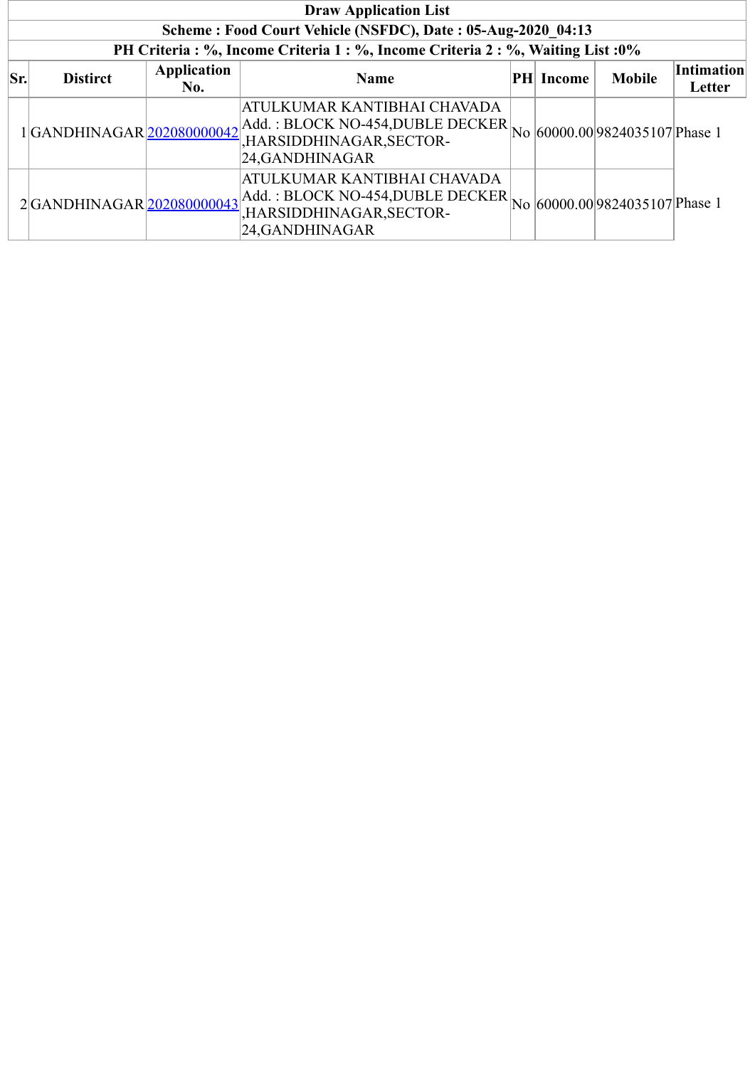| Draw Application List | | | | | | | |
|---|---|---|---|---|---|---|---|
| Scheme : Food Court Vehicle (NSFDC), Date : 05-Aug-2020_04:13 | | | | | | | |
| PH Criteria : %, Income Criteria 1 : %, Income Criteria 2 : %, Waiting List :0% | | | | | | | |
| **Sr.** | **Distirct** | **Application No.** | **Name** | **PH** | **Income** | **Mobile** | **Intimation Letter** |
| 1 | GANDHINAGAR | 202080000042 | ATULKUMAR KANTIBHAI CHAVADA Add. : BLOCK NO-454,DUBLE DECKER ,HARSIDDHINAGAR,SECTOR-24,GANDHINAGAR | No | 60000.00 | 9824035107 | Phase 1 |
| 2 | GANDHINAGAR | 202080000043 | ATULKUMAR KANTIBHAI CHAVADA Add. : BLOCK NO-454,DUBLE DECKER ,HARSIDDHINAGAR,SECTOR-24,GANDHINAGAR | No | 60000.00 | 9824035107 | Phase 1 |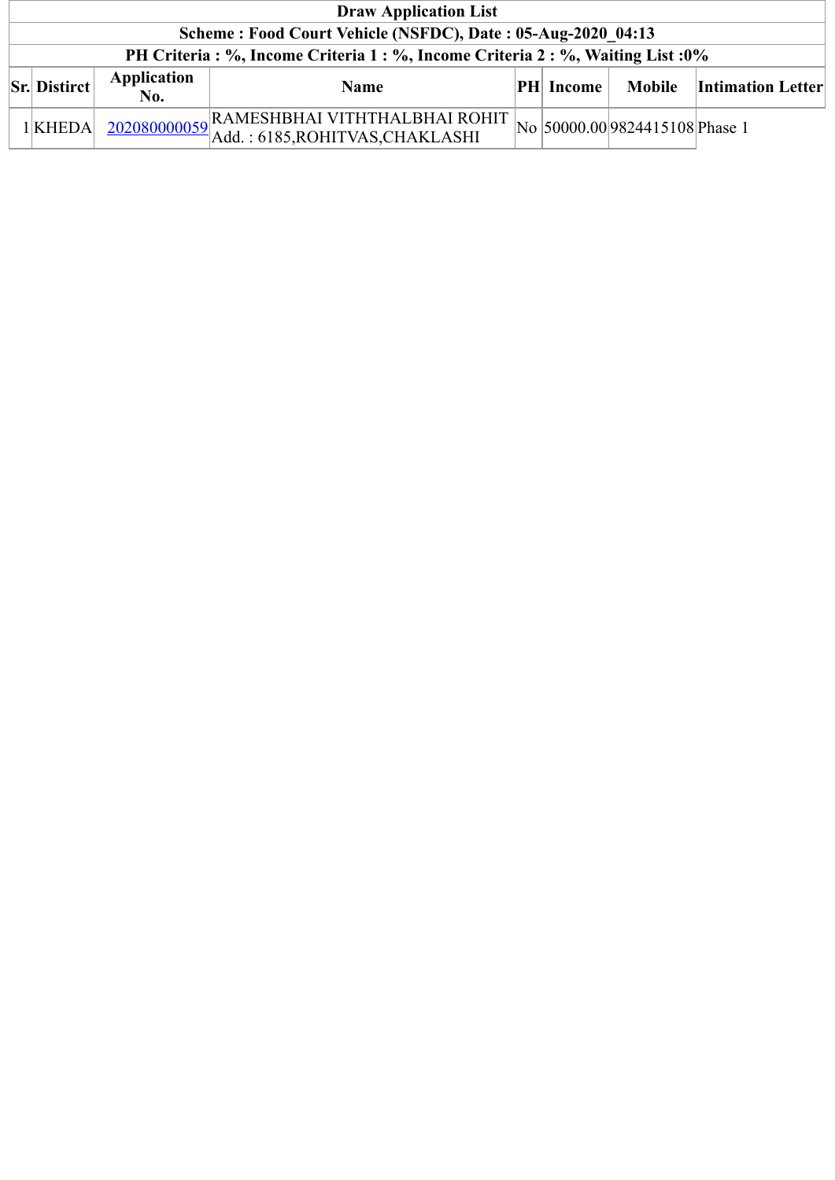| Draw Application List | | | | | | | |
|---|---|---|---|---|---|---|---|
| Scheme : Food Court Vehicle (NSFDC), Date : 05-Aug-2020_04:13 | | | | | | | |
| PH Criteria : %, Income Criteria 1 : %, Income Criteria 2 : %, Waiting List :0% | | | | | | | |
| **Sr.** | **Distirct** | **Application No.** | **Name** | **PH** | **Income** | **Mobile** | **Intimation Letter** |
| 1 | KHEDA | 202080000059 | RAMESHBHAI VITHTHALBHAI ROHIT Add. : 6185,ROHITVAS,CHAKLASHI | No | 50000.00 | 9824415108 | Phase 1 |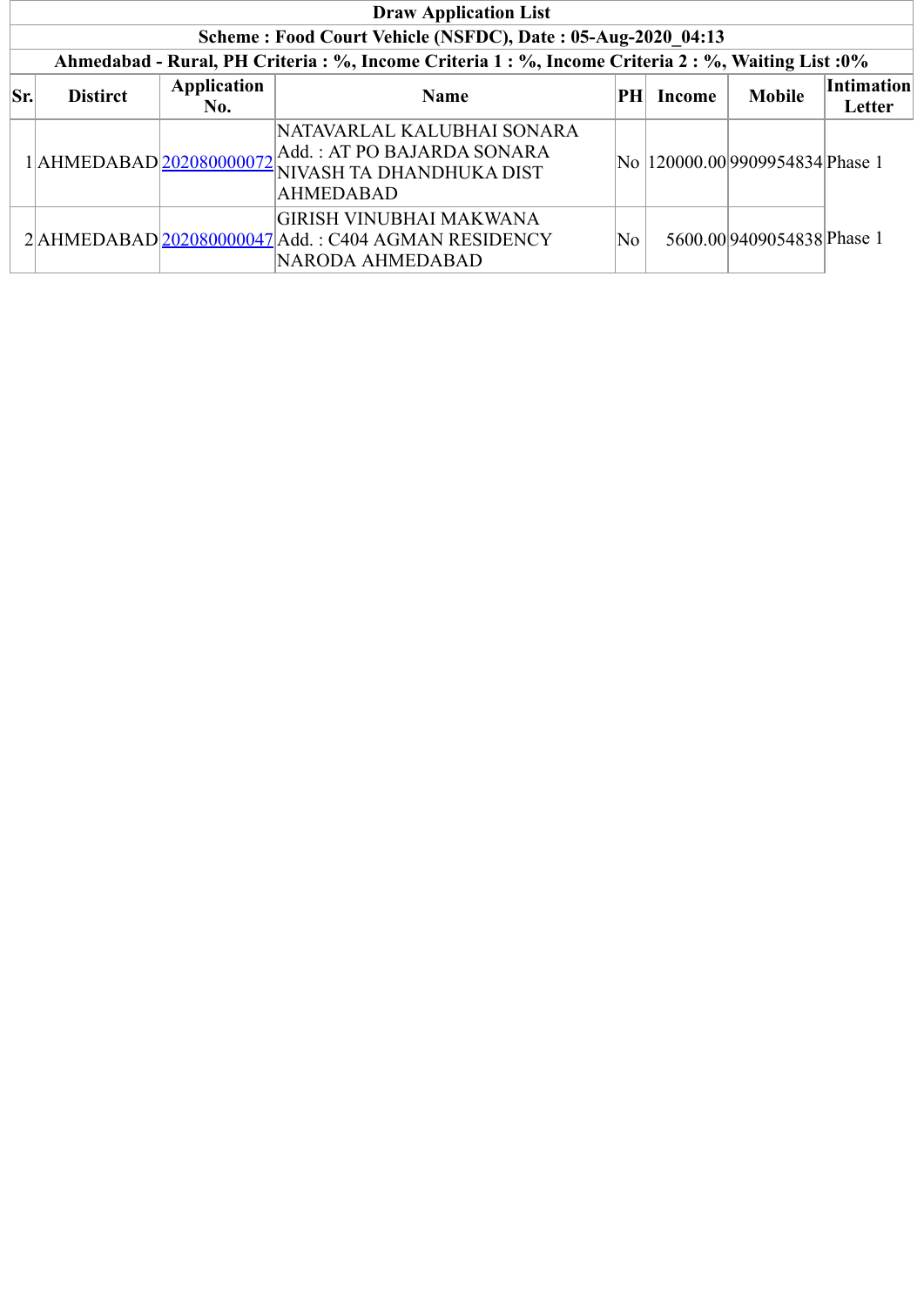**Draw Application List**

**Scheme : Food Court Vehicle (NSFDC), Date : 05-Aug-2020_04:13**

**Ahmedabad - Rural, PH Criteria : %, Income Criteria 1 : %, Income Criteria 2 : %, Waiting List :0%**

| Sr. | Disirct | Application No. | Name | PH | Income | Mobile | Intimation Letter |
|---|---|---|---|---|---|---|---|
| 1 | AHMEDABAD | 202080000072 | NATAVARLAL KALUBHAI SONARA Add. : AT PO BAJARDA SONARA NIVASH TA DHANDHUKA DIST AHMEDABAD | No | 120000.00 | 9909954834 | Phase 1 |
| 2 | AHMEDABAD | 202080000047 | GIRISH VINUBHAI MAKWANA Add. : C404 AGMAN RESIDENCY NARODA AHMEDABAD | No | 5600.00 | 9409054838 | Phase 1 |